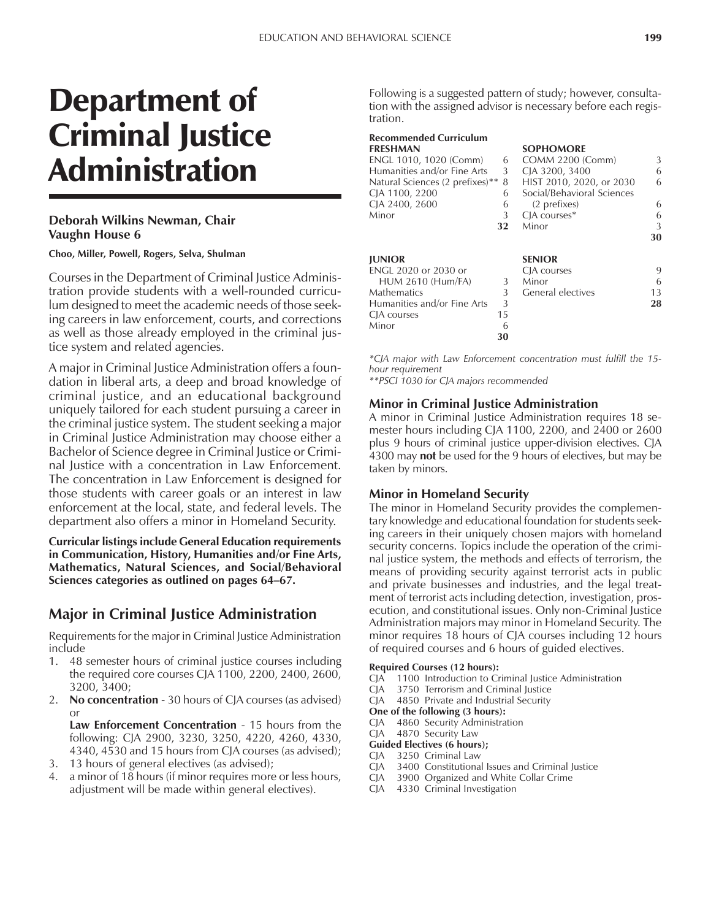# Department of Criminal Justice Administration

**Deborah Wilkins Newman, Chair**
**Vaughn House 6**

**Choo, Miller, Powell, Rogers, Selva, Shulman**

Courses in the Department of Criminal Justice Administration provide students with a well-rounded curriculum designed to meet the academic needs of those seeking careers in law enforcement, courts, and corrections as well as those already employed in the criminal justice system and related agencies.

A major in Criminal Justice Administration offers a foundation in liberal arts, a deep and broad knowledge of criminal justice, and an educational background uniquely tailored for each student pursuing a career in the criminal justice system. The student seeking a major in Criminal Justice Administration may choose either a Bachelor of Science degree in Criminal Justice or Criminal Justice with a concentration in Law Enforcement. The concentration in Law Enforcement is designed for those students with career goals or an interest in law enforcement at the local, state, and federal levels. The department also offers a minor in Homeland Security.

**Curricular listings include General Education requirements in Communication, History, Humanities and/or Fine Arts, Mathematics, Natural Sciences, and Social/Behavioral Sciences categories as outlined on pages 64–67.**

## Major in Criminal Justice Administration

Requirements for the major in Criminal Justice Administration include

1. 48 semester hours of criminal justice courses including the required core courses CJA 1100, 2200, 2400, 2600, 3200, 3400;
2. **No concentration** - 30 hours of CJA courses (as advised) or

   **Law Enforcement Concentration** - 15 hours from the following: CJA 2900, 3230, 3250, 4220, 4260, 4330, 4340, 4530 and 15 hours from CJA courses (as advised);
3. 13 hours of general electives (as advised);
4. a minor of 18 hours (if minor requires more or less hours, adjustment will be made within general electives).

Following is a suggested pattern of study; however, consultation with the assigned advisor is necessary before each registration.

**Recommended Curriculum**

| FRESHMAN | | SOPHOMORE | |
|---|---|---|---|
| ENGL 1010, 1020 (Comm) | 6 | COMM 2200 (Comm) | 3 |
| Humanities and/or Fine Arts | 3 | CJA 3200, 3400 | 6 |
| Natural Sciences (2 prefixes)** | 8 | HIST 2010, 2020, or 2030 | 6 |
| CJA 1100, 2200 | 6 | Social/Behavioral Sciences (2 prefixes) | 6 |
| CJA 2400, 2600 | 6 | CJA courses* | 6 |
| Minor | 3 | Minor | 3 |
| | **32** | | **30** |

| JUNIOR | | SENIOR | |
|---|---|---|---|
| ENGL 2020 or 2030 or HUM 2610 (Hum/FA) | 3 | CJA courses | 9 |
| Mathematics | 3 | Minor | 6 |
| Humanities and/or Fine Arts | 3 | General electives | 13 |
| CJA courses | 15 | | **28** |
| Minor | 6 | | |
| | **30** | | |

*\*CJA major with Law Enforcement concentration must fulfill the 15-hour requirement*
*\*\*PSCI 1030 for CJA majors recommended*

### Minor in Criminal Justice Administration

A minor in Criminal Justice Administration requires 18 semester hours including CJA 1100, 2200, and 2400 or 2600 plus 9 hours of criminal justice upper-division electives. CJA 4300 may **not** be used for the 9 hours of electives, but may be taken by minors.

### Minor in Homeland Security

The minor in Homeland Security provides the complementary knowledge and educational foundation for students seeking careers in their uniquely chosen majors with homeland security concerns. Topics include the operation of the criminal justice system, the methods and effects of terrorism, the means of providing security against terrorist acts in public and private businesses and industries, and the legal treatment of terrorist acts including detection, investigation, prosecution, and constitutional issues. Only non-Criminal Justice Administration majors may minor in Homeland Security. The minor requires 18 hours of CJA courses including 12 hours of required courses and 6 hours of guided electives.

**Required Courses (12 hours):**
CJA 1100 Introduction to Criminal Justice Administration
CJA 3750 Terrorism and Criminal Justice
CJA 4850 Private and Industrial Security

**One of the following (3 hours):**
CJA 4860 Security Administration
CJA 4870 Security Law

**Guided Electives (6 hours);**
CJA 3250 Criminal Law
CJA 3400 Constitutional Issues and Criminal Justice
CJA 3900 Organized and White Collar Crime
CJA 4330 Criminal Investigation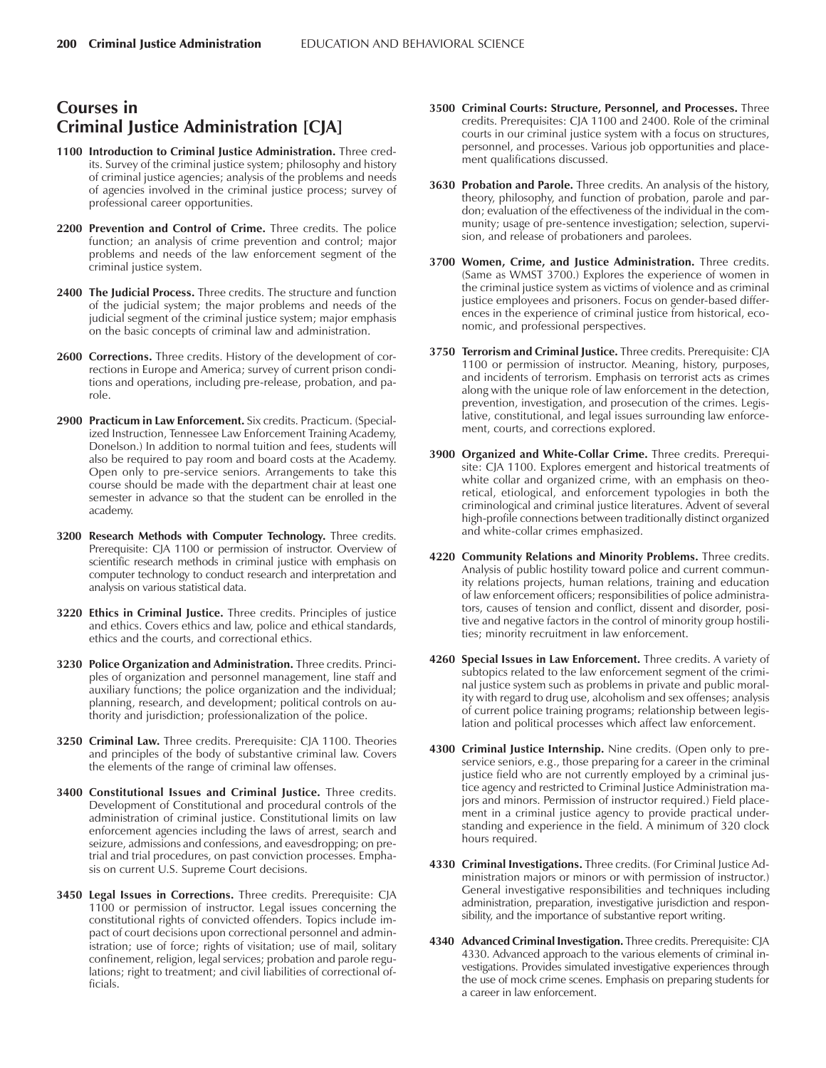## Courses in Criminal Justice Administration [CJA]

**1100 Introduction to Criminal Justice Administration.** Three credits. Survey of the criminal justice system; philosophy and history of criminal justice agencies; analysis of the problems and needs of agencies involved in the criminal justice process; survey of professional career opportunities.

**2200 Prevention and Control of Crime.** Three credits. The police function; an analysis of crime prevention and control; major problems and needs of the law enforcement segment of the criminal justice system.

**2400 The Judicial Process.** Three credits. The structure and function of the judicial system; the major problems and needs of the judicial segment of the criminal justice system; major emphasis on the basic concepts of criminal law and administration.

**2600 Corrections.** Three credits. History of the development of corrections in Europe and America; survey of current prison conditions and operations, including pre-release, probation, and parole.

**2900 Practicum in Law Enforcement.** Six credits. Practicum. (Specialized Instruction, Tennessee Law Enforcement Training Academy, Donelson.) In addition to normal tuition and fees, students will also be required to pay room and board costs at the Academy. Open only to pre-service seniors. Arrangements to take this course should be made with the department chair at least one semester in advance so that the student can be enrolled in the academy.

**3200 Research Methods with Computer Technology.** Three credits. Prerequisite: CJA 1100 or permission of instructor. Overview of scientific research methods in criminal justice with emphasis on computer technology to conduct research and interpretation and analysis on various statistical data.

**3220 Ethics in Criminal Justice.** Three credits. Principles of justice and ethics. Covers ethics and law, police and ethical standards, ethics and the courts, and correctional ethics.

**3230 Police Organization and Administration.** Three credits. Principles of organization and personnel management, line staff and auxiliary functions; the police organization and the individual; planning, research, and development; political controls on authority and jurisdiction; professionalization of the police.

**3250 Criminal Law.** Three credits. Prerequisite: CJA 1100. Theories and principles of the body of substantive criminal law. Covers the elements of the range of criminal law offenses.

**3400 Constitutional Issues and Criminal Justice.** Three credits. Development of Constitutional and procedural controls of the administration of criminal justice. Constitutional limits on law enforcement agencies including the laws of arrest, search and seizure, admissions and confessions, and eavesdropping; on pretrial and trial procedures, on past conviction processes. Emphasis on current U.S. Supreme Court decisions.

**3450 Legal Issues in Corrections.** Three credits. Prerequisite: CJA 1100 or permission of instructor. Legal issues concerning the constitutional rights of convicted offenders. Topics include impact of court decisions upon correctional personnel and administration; use of force; rights of visitation; use of mail, solitary confinement, religion, legal services; probation and parole regulations; right to treatment; and civil liabilities of correctional officials.

**3500 Criminal Courts: Structure, Personnel, and Processes.** Three credits. Prerequisites: CJA 1100 and 2400. Role of the criminal courts in our criminal justice system with a focus on structures, personnel, and processes. Various job opportunities and placement qualifications discussed.

**3630 Probation and Parole.** Three credits. An analysis of the history, theory, philosophy, and function of probation, parole and pardon; evaluation of the effectiveness of the individual in the community; usage of pre-sentence investigation; selection, supervision, and release of probationers and parolees.

**3700 Women, Crime, and Justice Administration.** Three credits. (Same as WMST 3700.) Explores the experience of women in the criminal justice system as victims of violence and as criminal justice employees and prisoners. Focus on gender-based differences in the experience of criminal justice from historical, economic, and professional perspectives.

**3750 Terrorism and Criminal Justice.** Three credits. Prerequisite: CJA 1100 or permission of instructor. Meaning, history, purposes, and incidents of terrorism. Emphasis on terrorist acts as crimes along with the unique role of law enforcement in the detection, prevention, investigation, and prosecution of the crimes. Legislative, constitutional, and legal issues surrounding law enforcement, courts, and corrections explored.

**3900 Organized and White-Collar Crime.** Three credits. Prerequisite: CJA 1100. Explores emergent and historical treatments of white collar and organized crime, with an emphasis on theoretical, etiological, and enforcement typologies in both the criminological and criminal justice literatures. Advent of several high-profile connections between traditionally distinct organized and white-collar crimes emphasized.

**4220 Community Relations and Minority Problems.** Three credits. Analysis of public hostility toward police and current community relations projects, human relations, training and education of law enforcement officers; responsibilities of police administrators, causes of tension and conflict, dissent and disorder, positive and negative factors in the control of minority group hostilities; minority recruitment in law enforcement.

**4260 Special Issues in Law Enforcement.** Three credits. A variety of subtopics related to the law enforcement segment of the criminal justice system such as problems in private and public morality with regard to drug use, alcoholism and sex offenses; analysis of current police training programs; relationship between legislation and political processes which affect law enforcement.

**4300 Criminal Justice Internship.** Nine credits. (Open only to pre-service seniors, e.g., those preparing for a career in the criminal justice field who are not currently employed by a criminal justice agency and restricted to Criminal Justice Administration majors and minors. Permission of instructor required.) Field placement in a criminal justice agency to provide practical understanding and experience in the field. A minimum of 320 clock hours required.

**4330 Criminal Investigations.** Three credits. (For Criminal Justice Administration majors or minors or with permission of instructor.) General investigative responsibilities and techniques including administration, preparation, investigative jurisdiction and responsibility, and the importance of substantive report writing.

**4340 Advanced Criminal Investigation.** Three credits. Prerequisite: CJA 4330. Advanced approach to the various elements of criminal investigations. Provides simulated investigative experiences through the use of mock crime scenes. Emphasis on preparing students for a career in law enforcement.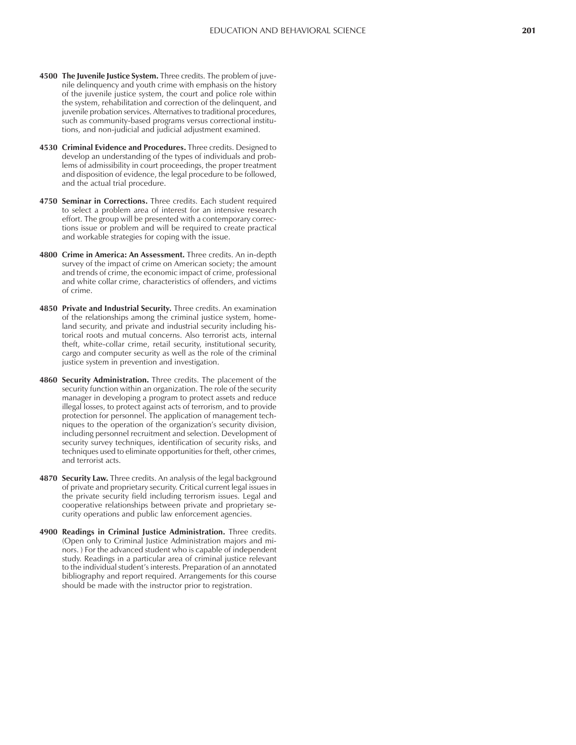**4500 The Juvenile Justice System.** Three credits. The problem of juvenile delinquency and youth crime with emphasis on the history of the juvenile justice system, the court and police role within the system, rehabilitation and correction of the delinquent, and juvenile probation services. Alternatives to traditional procedures, such as community-based programs versus correctional institutions, and non-judicial and judicial adjustment examined.

**4530 Criminal Evidence and Procedures.** Three credits. Designed to develop an understanding of the types of individuals and problems of admissibility in court proceedings, the proper treatment and disposition of evidence, the legal procedure to be followed, and the actual trial procedure.

**4750 Seminar in Corrections.** Three credits. Each student required to select a problem area of interest for an intensive research effort. The group will be presented with a contemporary corrections issue or problem and will be required to create practical and workable strategies for coping with the issue.

**4800 Crime in America: An Assessment.** Three credits. An in-depth survey of the impact of crime on American society; the amount and trends of crime, the economic impact of crime, professional and white collar crime, characteristics of offenders, and victims of crime.

**4850 Private and Industrial Security.** Three credits. An examination of the relationships among the criminal justice system, homeland security, and private and industrial security including historical roots and mutual concerns. Also terrorist acts, internal theft, white-collar crime, retail security, institutional security, cargo and computer security as well as the role of the criminal justice system in prevention and investigation.

**4860 Security Administration.** Three credits. The placement of the security function within an organization. The role of the security manager in developing a program to protect assets and reduce illegal losses, to protect against acts of terrorism, and to provide protection for personnel. The application of management techniques to the operation of the organization's security division, including personnel recruitment and selection. Development of security survey techniques, identification of security risks, and techniques used to eliminate opportunities for theft, other crimes, and terrorist acts.

**4870 Security Law.** Three credits. An analysis of the legal background of private and proprietary security. Critical current legal issues in the private security field including terrorism issues. Legal and cooperative relationships between private and proprietary security operations and public law enforcement agencies.

**4900 Readings in Criminal Justice Administration.** Three credits. (Open only to Criminal Justice Administration majors and minors. ) For the advanced student who is capable of independent study. Readings in a particular area of criminal justice relevant to the individual student's interests. Preparation of an annotated bibliography and report required. Arrangements for this course should be made with the instructor prior to registration.